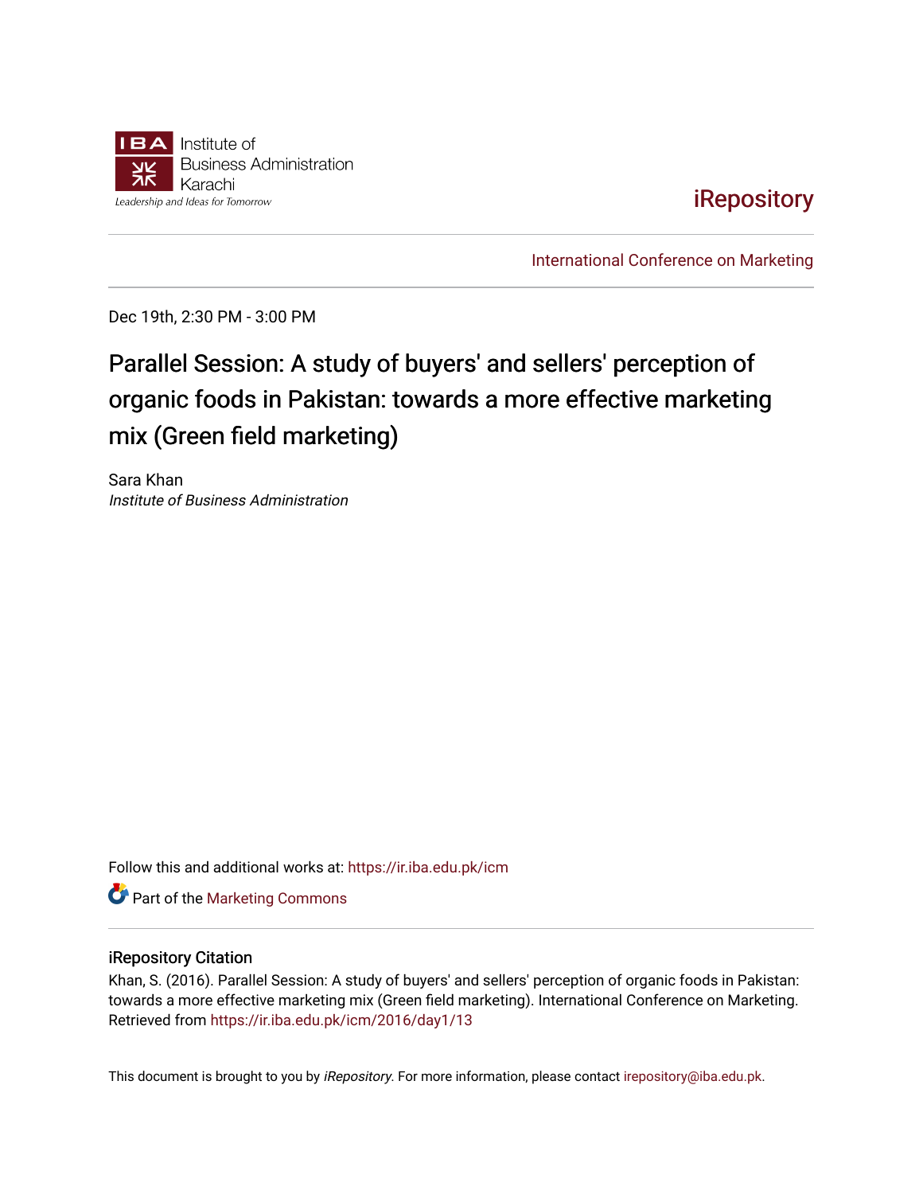Institute of Business Administration Karachi

Leadership and Ideas for Tomorrow

iRepository

International Conference on Marketing

Dec 19th, 2:30 PM - 3:00 PM

# Parallel Session: A study of buyers' and sellers' perception of organic foods in Pakistan: towards a more effective marketing mix (Green field marketing)

Sara Khan

*Institute of Business Administration*

Follow this and additional works at: https://ir.iba.edu.pk/icm

Part of the Marketing Commons

## iRepository Citation

Khan, S. (2016). Parallel Session: A study of buyers' and sellers' perception of organic foods in Pakistan: towards a more effective marketing mix (Green field marketing). International Conference on Marketing. Retrieved from https://ir.iba.edu.pk/icm/2016/day1/13

This document is brought to you by *iRepository*. For more information, please contact irepository@iba.edu.pk.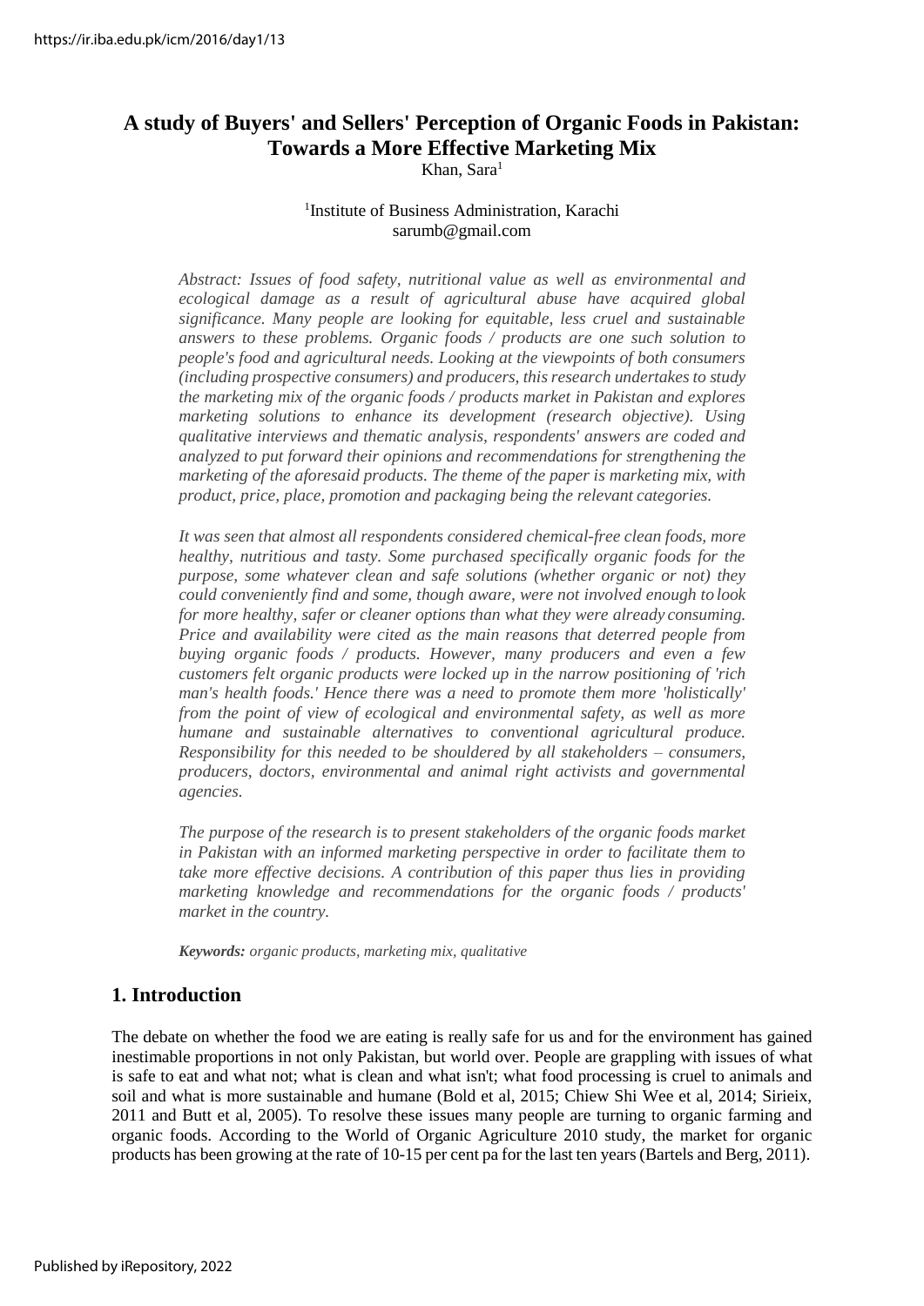# A study of Buyers' and Sellers' Perception of Organic Foods in Pakistan: Towards a More Effective Marketing Mix

Khan, Sara[1]

[1]Institute of Business Administration, Karachi
sarumb@gmail.com

*Abstract: Issues of food safety, nutritional value as well as environmental and ecological damage as a result of agricultural abuse have acquired global significance. Many people are looking for equitable, less cruel and sustainable answers to these problems. Organic foods / products are one such solution to people's food and agricultural needs. Looking at the viewpoints of both consumers (including prospective consumers) and producers, this research undertakes to study the marketing mix of the organic foods / products market in Pakistan and explores marketing solutions to enhance its development (research objective). Using qualitative interviews and thematic analysis, respondents' answers are coded and analyzed to put forward their opinions and recommendations for strengthening the marketing of the aforesaid products. The theme of the paper is marketing mix, with product, price, place, promotion and packaging being the relevant categories.*

*It was seen that almost all respondents considered chemical-free clean foods, more healthy, nutritious and tasty. Some purchased specifically organic foods for the purpose, some whatever clean and safe solutions (whether organic or not) they could conveniently find and some, though aware, were not involved enough to look for more healthy, safer or cleaner options than what they were already consuming. Price and availability were cited as the main reasons that deterred people from buying organic foods / products. However, many producers and even a few customers felt organic products were locked up in the narrow positioning of 'rich man's health foods.' Hence there was a need to promote them more 'holistically' from the point of view of ecological and environmental safety, as well as more humane and sustainable alternatives to conventional agricultural produce. Responsibility for this needed to be shouldered by all stakeholders – consumers, producers, doctors, environmental and animal right activists and governmental agencies.*

*The purpose of the research is to present stakeholders of the organic foods market in Pakistan with an informed marketing perspective in order to facilitate them to take more effective decisions. A contribution of this paper thus lies in providing marketing knowledge and recommendations for the organic foods / products' market in the country.*

***Keywords:*** *organic products, marketing mix, qualitative*

## 1. Introduction

The debate on whether the food we are eating is really safe for us and for the environment has gained inestimable proportions in not only Pakistan, but world over. People are grappling with issues of what is safe to eat and what not; what is clean and what isn't; what food processing is cruel to animals and soil and what is more sustainable and humane (Bold et al, 2015; Chiew Shi Wee et al, 2014; Sirieix, 2011 and Butt et al, 2005). To resolve these issues many people are turning to organic farming and organic foods. According to the World of Organic Agriculture 2010 study, the market for organic products has been growing at the rate of 10-15 per cent pa for the last ten years (Bartels and Berg, 2011).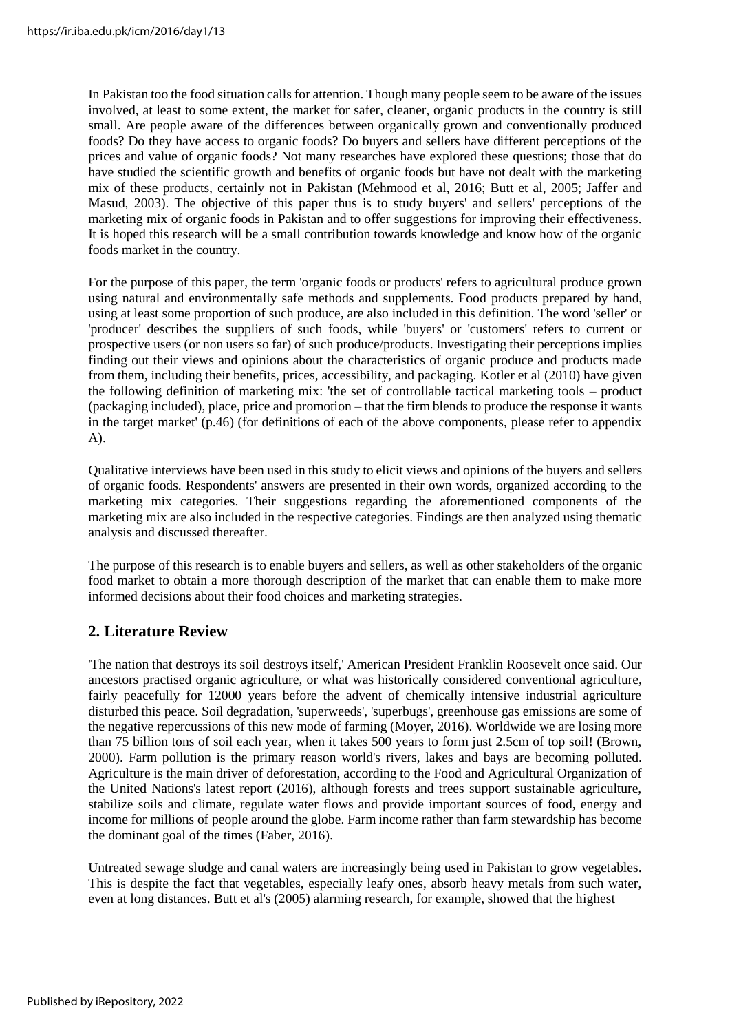In Pakistan too the food situation calls for attention. Though many people seem to be aware of the issues involved, at least to some extent, the market for safer, cleaner, organic products in the country is still small. Are people aware of the differences between organically grown and conventionally produced foods? Do they have access to organic foods? Do buyers and sellers have different perceptions of the prices and value of organic foods? Not many researches have explored these questions; those that do have studied the scientific growth and benefits of organic foods but have not dealt with the marketing mix of these products, certainly not in Pakistan (Mehmood et al, 2016; Butt et al, 2005; Jaffer and Masud, 2003). The objective of this paper thus is to study buyers' and sellers' perceptions of the marketing mix of organic foods in Pakistan and to offer suggestions for improving their effectiveness. It is hoped this research will be a small contribution towards knowledge and know how of the organic foods market in the country.

For the purpose of this paper, the term 'organic foods or products' refers to agricultural produce grown using natural and environmentally safe methods and supplements. Food products prepared by hand, using at least some proportion of such produce, are also included in this definition. The word 'seller' or 'producer' describes the suppliers of such foods, while 'buyers' or 'customers' refers to current or prospective users (or non users so far) of such produce/products. Investigating their perceptions implies finding out their views and opinions about the characteristics of organic produce and products made from them, including their benefits, prices, accessibility, and packaging. Kotler et al (2010) have given the following definition of marketing mix: 'the set of controllable tactical marketing tools – product (packaging included), place, price and promotion – that the firm blends to produce the response it wants in the target market' (p.46) (for definitions of each of the above components, please refer to appendix A).

Qualitative interviews have been used in this study to elicit views and opinions of the buyers and sellers of organic foods. Respondents' answers are presented in their own words, organized according to the marketing mix categories. Their suggestions regarding the aforementioned components of the marketing mix are also included in the respective categories. Findings are then analyzed using thematic analysis and discussed thereafter.

The purpose of this research is to enable buyers and sellers, as well as other stakeholders of the organic food market to obtain a more thorough description of the market that can enable them to make more informed decisions about their food choices and marketing strategies.

## 2. Literature Review

'The nation that destroys its soil destroys itself,' American President Franklin Roosevelt once said. Our ancestors practised organic agriculture, or what was historically considered conventional agriculture, fairly peacefully for 12000 years before the advent of chemically intensive industrial agriculture disturbed this peace. Soil degradation, 'superweeds', 'superbugs', greenhouse gas emissions are some of the negative repercussions of this new mode of farming (Moyer, 2016). Worldwide we are losing more than 75 billion tons of soil each year, when it takes 500 years to form just 2.5cm of top soil! (Brown, 2000). Farm pollution is the primary reason world's rivers, lakes and bays are becoming polluted. Agriculture is the main driver of deforestation, according to the Food and Agricultural Organization of the United Nations's latest report (2016), although forests and trees support sustainable agriculture, stabilize soils and climate, regulate water flows and provide important sources of food, energy and income for millions of people around the globe. Farm income rather than farm stewardship has become the dominant goal of the times (Faber, 2016).

Untreated sewage sludge and canal waters are increasingly being used in Pakistan to grow vegetables. This is despite the fact that vegetables, especially leafy ones, absorb heavy metals from such water, even at long distances. Butt et al's (2005) alarming research, for example, showed that the highest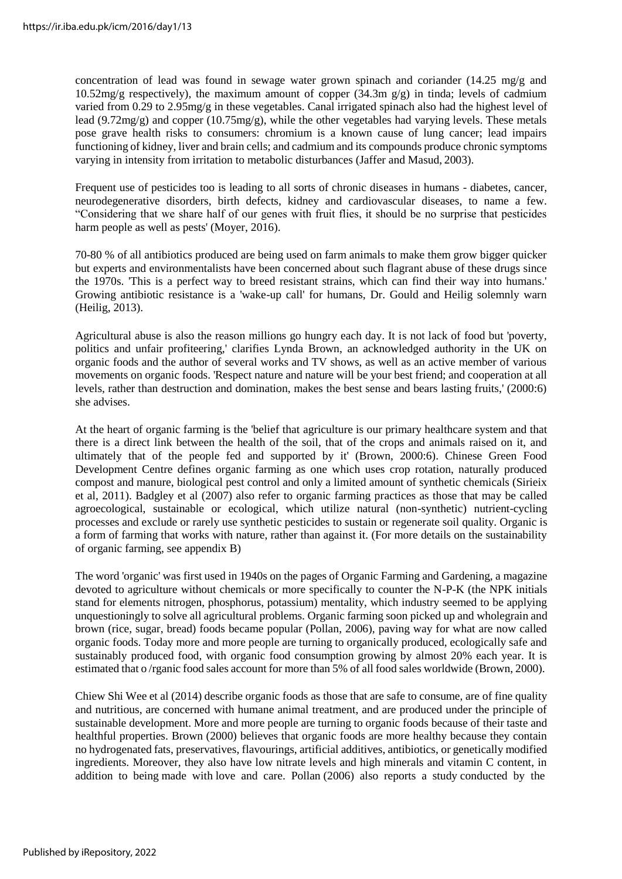concentration of lead was found in sewage water grown spinach and coriander (14.25 mg/g and 10.52mg/g respectively), the maximum amount of copper (34.3m g/g) in tinda; levels of cadmium varied from 0.29 to 2.95mg/g in these vegetables. Canal irrigated spinach also had the highest level of lead (9.72mg/g) and copper (10.75mg/g), while the other vegetables had varying levels. These metals pose grave health risks to consumers: chromium is a known cause of lung cancer; lead impairs functioning of kidney, liver and brain cells; and cadmium and its compounds produce chronic symptoms varying in intensity from irritation to metabolic disturbances (Jaffer and Masud, 2003).

Frequent use of pesticides too is leading to all sorts of chronic diseases in humans - diabetes, cancer, neurodegenerative disorders, birth defects, kidney and cardiovascular diseases, to name a few. "Considering that we share half of our genes with fruit flies, it should be no surprise that pesticides harm people as well as pests' (Moyer, 2016).

70-80 % of all antibiotics produced are being used on farm animals to make them grow bigger quicker but experts and environmentalists have been concerned about such flagrant abuse of these drugs since the 1970s. 'This is a perfect way to breed resistant strains, which can find their way into humans.' Growing antibiotic resistance is a 'wake-up call' for humans, Dr. Gould and Heilig solemnly warn (Heilig, 2013).

Agricultural abuse is also the reason millions go hungry each day. It is not lack of food but 'poverty, politics and unfair profiteering,' clarifies Lynda Brown, an acknowledged authority in the UK on organic foods and the author of several works and TV shows, as well as an active member of various movements on organic foods. 'Respect nature and nature will be your best friend; and cooperation at all levels, rather than destruction and domination, makes the best sense and bears lasting fruits,' (2000:6) she advises.

At the heart of organic farming is the 'belief that agriculture is our primary healthcare system and that there is a direct link between the health of the soil, that of the crops and animals raised on it, and ultimately that of the people fed and supported by it' (Brown, 2000:6). Chinese Green Food Development Centre defines organic farming as one which uses crop rotation, naturally produced compost and manure, biological pest control and only a limited amount of synthetic chemicals (Sirieix et al, 2011). Badgley et al (2007) also refer to organic farming practices as those that may be called agroecological, sustainable or ecological, which utilize natural (non-synthetic) nutrient-cycling processes and exclude or rarely use synthetic pesticides to sustain or regenerate soil quality. Organic is a form of farming that works with nature, rather than against it. (For more details on the sustainability of organic farming, see appendix B)

The word 'organic' was first used in 1940s on the pages of Organic Farming and Gardening, a magazine devoted to agriculture without chemicals or more specifically to counter the N-P-K (the NPK initials stand for elements nitrogen, phosphorus, potassium) mentality, which industry seemed to be applying unquestioningly to solve all agricultural problems. Organic farming soon picked up and wholegrain and brown (rice, sugar, bread) foods became popular (Pollan, 2006), paving way for what are now called organic foods. Today more and more people are turning to organically produced, ecologically safe and sustainably produced food, with organic food consumption growing by almost 20% each year. It is estimated that o /rganic food sales account for more than 5% of all food sales worldwide (Brown, 2000).

Chiew Shi Wee et al (2014) describe organic foods as those that are safe to consume, are of fine quality and nutritious, are concerned with humane animal treatment, and are produced under the principle of sustainable development. More and more people are turning to organic foods because of their taste and healthful properties. Brown (2000) believes that organic foods are more healthy because they contain no hydrogenated fats, preservatives, flavourings, artificial additives, antibiotics, or genetically modified ingredients. Moreover, they also have low nitrate levels and high minerals and vitamin C content, in addition to being made with love and care. Pollan (2006) also reports a study conducted by the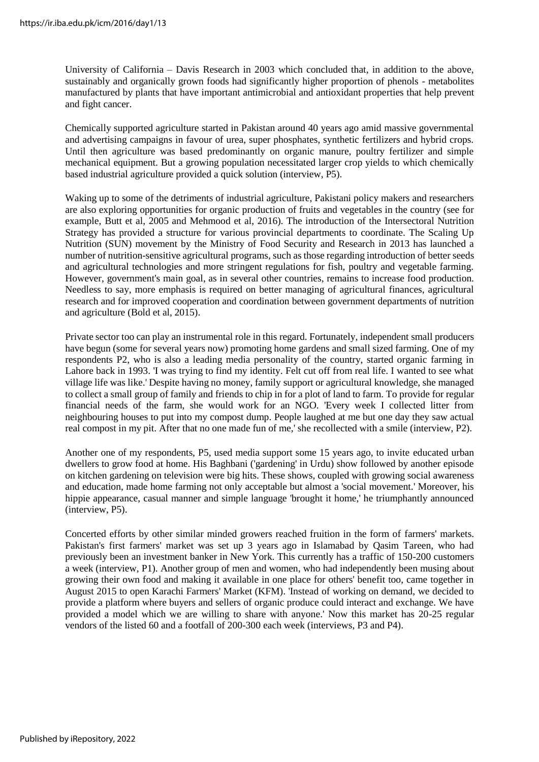University of California – Davis Research in 2003 which concluded that, in addition to the above, sustainably and organically grown foods had significantly higher proportion of phenols - metabolites manufactured by plants that have important antimicrobial and antioxidant properties that help prevent and fight cancer.

Chemically supported agriculture started in Pakistan around 40 years ago amid massive governmental and advertising campaigns in favour of urea, super phosphates, synthetic fertilizers and hybrid crops. Until then agriculture was based predominantly on organic manure, poultry fertilizer and simple mechanical equipment. But a growing population necessitated larger crop yields to which chemically based industrial agriculture provided a quick solution (interview, P5).

Waking up to some of the detriments of industrial agriculture, Pakistani policy makers and researchers are also exploring opportunities for organic production of fruits and vegetables in the country (see for example, Butt et al, 2005 and Mehmood et al, 2016). The introduction of the Intersectoral Nutrition Strategy has provided a structure for various provincial departments to coordinate. The Scaling Up Nutrition (SUN) movement by the Ministry of Food Security and Research in 2013 has launched a number of nutrition-sensitive agricultural programs, such as those regarding introduction of better seeds and agricultural technologies and more stringent regulations for fish, poultry and vegetable farming. However, government's main goal, as in several other countries, remains to increase food production. Needless to say, more emphasis is required on better managing of agricultural finances, agricultural research and for improved cooperation and coordination between government departments of nutrition and agriculture (Bold et al, 2015).

Private sector too can play an instrumental role in this regard. Fortunately, independent small producers have begun (some for several years now) promoting home gardens and small sized farming. One of my respondents P2, who is also a leading media personality of the country, started organic farming in Lahore back in 1993. 'I was trying to find my identity. Felt cut off from real life. I wanted to see what village life was like.' Despite having no money, family support or agricultural knowledge, she managed to collect a small group of family and friends to chip in for a plot of land to farm. To provide for regular financial needs of the farm, she would work for an NGO. 'Every week I collected litter from neighbouring houses to put into my compost dump. People laughed at me but one day they saw actual real compost in my pit. After that no one made fun of me,' she recollected with a smile (interview, P2).

Another one of my respondents, P5, used media support some 15 years ago, to invite educated urban dwellers to grow food at home. His Baghbani ('gardening' in Urdu) show followed by another episode on kitchen gardening on television were big hits. These shows, coupled with growing social awareness and education, made home farming not only acceptable but almost a 'social movement.' Moreover, his hippie appearance, casual manner and simple language 'brought it home,' he triumphantly announced (interview, P5).

Concerted efforts by other similar minded growers reached fruition in the form of farmers' markets. Pakistan's first farmers' market was set up 3 years ago in Islamabad by Qasim Tareen, who had previously been an investment banker in New York. This currently has a traffic of 150-200 customers a week (interview, P1). Another group of men and women, who had independently been musing about growing their own food and making it available in one place for others' benefit too, came together in August 2015 to open Karachi Farmers' Market (KFM). 'Instead of working on demand, we decided to provide a platform where buyers and sellers of organic produce could interact and exchange. We have provided a model which we are willing to share with anyone.' Now this market has 20-25 regular vendors of the listed 60 and a footfall of 200-300 each week (interviews, P3 and P4).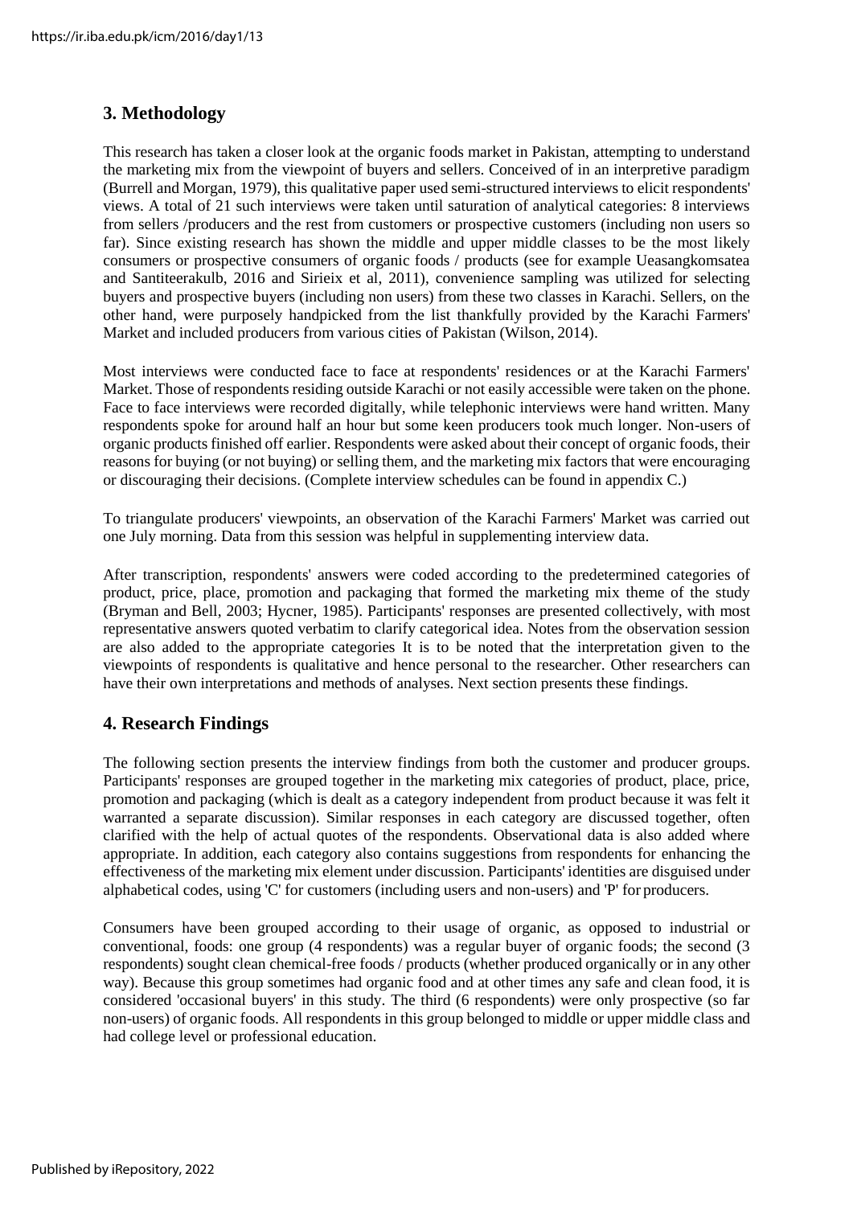## 3. Methodology

This research has taken a closer look at the organic foods market in Pakistan, attempting to understand the marketing mix from the viewpoint of buyers and sellers. Conceived of in an interpretive paradigm (Burrell and Morgan, 1979), this qualitative paper used semi-structured interviews to elicit respondents' views. A total of 21 such interviews were taken until saturation of analytical categories: 8 interviews from sellers /producers and the rest from customers or prospective customers (including non users so far). Since existing research has shown the middle and upper middle classes to be the most likely consumers or prospective consumers of organic foods / products (see for example Ueasangkomsatea and Santiteerakulb, 2016 and Sirieix et al, 2011), convenience sampling was utilized for selecting buyers and prospective buyers (including non users) from these two classes in Karachi. Sellers, on the other hand, were purposely handpicked from the list thankfully provided by the Karachi Farmers' Market and included producers from various cities of Pakistan (Wilson, 2014).

Most interviews were conducted face to face at respondents' residences or at the Karachi Farmers' Market. Those of respondents residing outside Karachi or not easily accessible were taken on the phone. Face to face interviews were recorded digitally, while telephonic interviews were hand written. Many respondents spoke for around half an hour but some keen producers took much longer. Non-users of organic products finished off earlier. Respondents were asked about their concept of organic foods, their reasons for buying (or not buying) or selling them, and the marketing mix factors that were encouraging or discouraging their decisions. (Complete interview schedules can be found in appendix C.)

To triangulate producers' viewpoints, an observation of the Karachi Farmers' Market was carried out one July morning. Data from this session was helpful in supplementing interview data.

After transcription, respondents' answers were coded according to the predetermined categories of product, price, place, promotion and packaging that formed the marketing mix theme of the study (Bryman and Bell, 2003; Hycner, 1985). Participants' responses are presented collectively, with most representative answers quoted verbatim to clarify categorical idea. Notes from the observation session are also added to the appropriate categories It is to be noted that the interpretation given to the viewpoints of respondents is qualitative and hence personal to the researcher. Other researchers can have their own interpretations and methods of analyses. Next section presents these findings.

## 4. Research Findings

The following section presents the interview findings from both the customer and producer groups. Participants' responses are grouped together in the marketing mix categories of product, place, price, promotion and packaging (which is dealt as a category independent from product because it was felt it warranted a separate discussion). Similar responses in each category are discussed together, often clarified with the help of actual quotes of the respondents. Observational data is also added where appropriate. In addition, each category also contains suggestions from respondents for enhancing the effectiveness of the marketing mix element under discussion. Participants' identities are disguised under alphabetical codes, using 'C' for customers (including users and non-users) and 'P' for producers.

Consumers have been grouped according to their usage of organic, as opposed to industrial or conventional, foods: one group (4 respondents) was a regular buyer of organic foods; the second (3 respondents) sought clean chemical-free foods / products (whether produced organically or in any other way). Because this group sometimes had organic food and at other times any safe and clean food, it is considered 'occasional buyers' in this study. The third (6 respondents) were only prospective (so far non-users) of organic foods. All respondents in this group belonged to middle or upper middle class and had college level or professional education.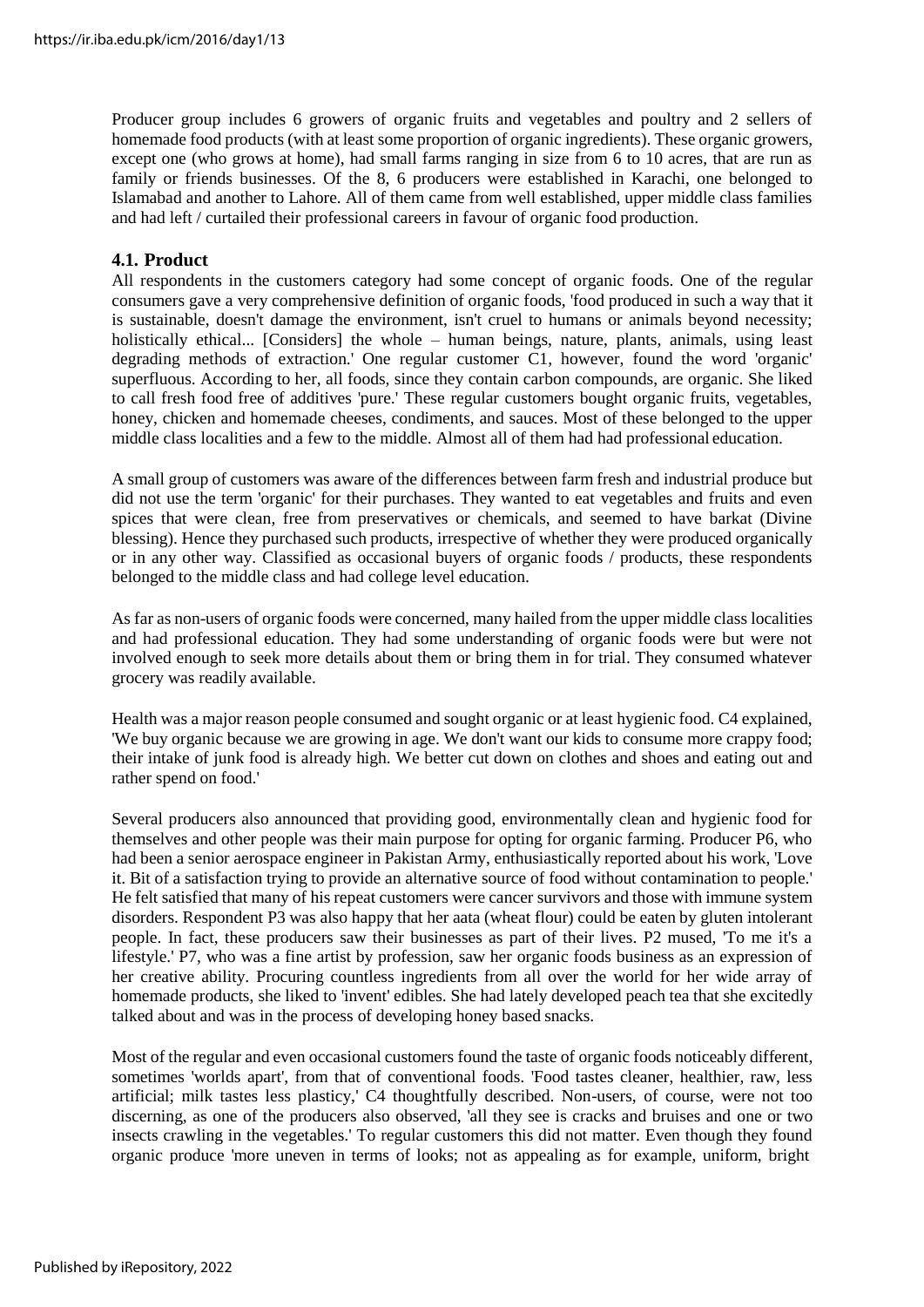Producer group includes 6 growers of organic fruits and vegetables and poultry and 2 sellers of homemade food products (with at least some proportion of organic ingredients). These organic growers, except one (who grows at home), had small farms ranging in size from 6 to 10 acres, that are run as family or friends businesses. Of the 8, 6 producers were established in Karachi, one belonged to Islamabad and another to Lahore. All of them came from well established, upper middle class families and had left / curtailed their professional careers in favour of organic food production.

### 4.1. Product

All respondents in the customers category had some concept of organic foods. One of the regular consumers gave a very comprehensive definition of organic foods, 'food produced in such a way that it is sustainable, doesn't damage the environment, isn't cruel to humans or animals beyond necessity; holistically ethical... [Considers] the whole – human beings, nature, plants, animals, using least degrading methods of extraction.' One regular customer C1, however, found the word 'organic' superfluous. According to her, all foods, since they contain carbon compounds, are organic. She liked to call fresh food free of additives 'pure.' These regular customers bought organic fruits, vegetables, honey, chicken and homemade cheeses, condiments, and sauces. Most of these belonged to the upper middle class localities and a few to the middle. Almost all of them had had professional education.

A small group of customers was aware of the differences between farm fresh and industrial produce but did not use the term 'organic' for their purchases. They wanted to eat vegetables and fruits and even spices that were clean, free from preservatives or chemicals, and seemed to have barkat (Divine blessing). Hence they purchased such products, irrespective of whether they were produced organically or in any other way. Classified as occasional buyers of organic foods / products, these respondents belonged to the middle class and had college level education.

As far as non-users of organic foods were concerned, many hailed from the upper middle class localities and had professional education. They had some understanding of organic foods were but were not involved enough to seek more details about them or bring them in for trial. They consumed whatever grocery was readily available.

Health was a major reason people consumed and sought organic or at least hygienic food. C4 explained, 'We buy organic because we are growing in age. We don't want our kids to consume more crappy food; their intake of junk food is already high. We better cut down on clothes and shoes and eating out and rather spend on food.'

Several producers also announced that providing good, environmentally clean and hygienic food for themselves and other people was their main purpose for opting for organic farming. Producer P6, who had been a senior aerospace engineer in Pakistan Army, enthusiastically reported about his work, 'Love it. Bit of a satisfaction trying to provide an alternative source of food without contamination to people.' He felt satisfied that many of his repeat customers were cancer survivors and those with immune system disorders. Respondent P3 was also happy that her aata (wheat flour) could be eaten by gluten intolerant people. In fact, these producers saw their businesses as part of their lives. P2 mused, 'To me it's a lifestyle.' P7, who was a fine artist by profession, saw her organic foods business as an expression of her creative ability. Procuring countless ingredients from all over the world for her wide array of homemade products, she liked to 'invent' edibles. She had lately developed peach tea that she excitedly talked about and was in the process of developing honey based snacks.

Most of the regular and even occasional customers found the taste of organic foods noticeably different, sometimes 'worlds apart', from that of conventional foods. 'Food tastes cleaner, healthier, raw, less artificial; milk tastes less plasticy,' C4 thoughtfully described. Non-users, of course, were not too discerning, as one of the producers also observed, 'all they see is cracks and bruises and one or two insects crawling in the vegetables.' To regular customers this did not matter. Even though they found organic produce 'more uneven in terms of looks; not as appealing as for example, uniform, bright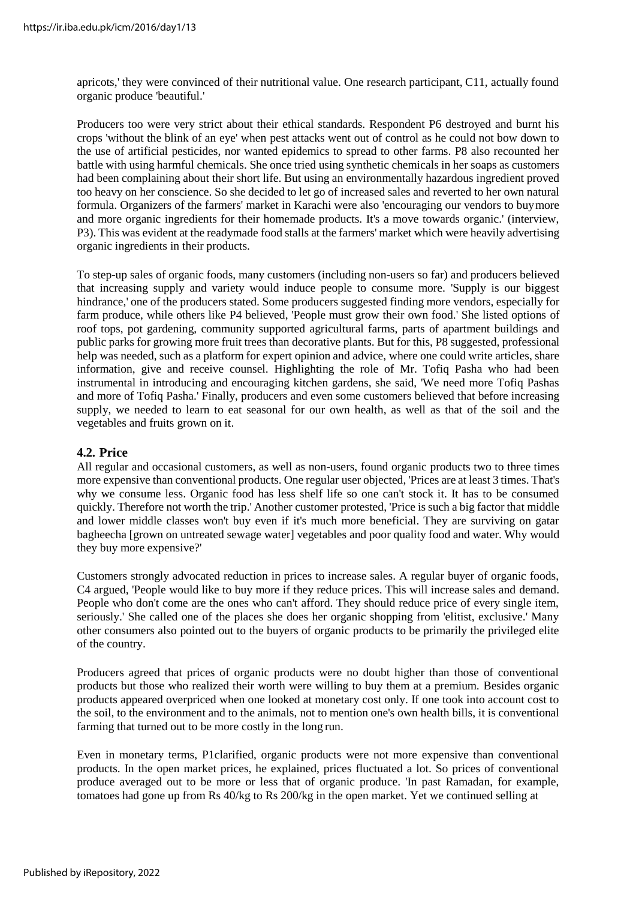apricots,' they were convinced of their nutritional value. One research participant, C11, actually found organic produce 'beautiful.'

Producers too were very strict about their ethical standards. Respondent P6 destroyed and burnt his crops 'without the blink of an eye' when pest attacks went out of control as he could not bow down to the use of artificial pesticides, nor wanted epidemics to spread to other farms. P8 also recounted her battle with using harmful chemicals. She once tried using synthetic chemicals in her soaps as customers had been complaining about their short life. But using an environmentally hazardous ingredient proved too heavy on her conscience. So she decided to let go of increased sales and reverted to her own natural formula. Organizers of the farmers' market in Karachi were also 'encouraging our vendors to buy more and more organic ingredients for their homemade products. It's a move towards organic.' (interview, P3). This was evident at the readymade food stalls at the farmers' market which were heavily advertising organic ingredients in their products.

To step-up sales of organic foods, many customers (including non-users so far) and producers believed that increasing supply and variety would induce people to consume more. 'Supply is our biggest hindrance,' one of the producers stated. Some producers suggested finding more vendors, especially for farm produce, while others like P4 believed, 'People must grow their own food.' She listed options of roof tops, pot gardening, community supported agricultural farms, parts of apartment buildings and public parks for growing more fruit trees than decorative plants. But for this, P8 suggested, professional help was needed, such as a platform for expert opinion and advice, where one could write articles, share information, give and receive counsel. Highlighting the role of Mr. Tofiq Pasha who had been instrumental in introducing and encouraging kitchen gardens, she said, 'We need more Tofiq Pashas and more of Tofiq Pasha.' Finally, producers and even some customers believed that before increasing supply, we needed to learn to eat seasonal for our own health, as well as that of the soil and the vegetables and fruits grown on it.

### 4.2. Price

All regular and occasional customers, as well as non-users, found organic products two to three times more expensive than conventional products. One regular user objected, 'Prices are at least 3 times. That's why we consume less. Organic food has less shelf life so one can't stock it. It has to be consumed quickly. Therefore not worth the trip.' Another customer protested, 'Price is such a big factor that middle and lower middle classes won't buy even if it's much more beneficial. They are surviving on gatar bagheecha [grown on untreated sewage water] vegetables and poor quality food and water. Why would they buy more expensive?'

Customers strongly advocated reduction in prices to increase sales. A regular buyer of organic foods, C4 argued, 'People would like to buy more if they reduce prices. This will increase sales and demand. People who don't come are the ones who can't afford. They should reduce price of every single item, seriously.' She called one of the places she does her organic shopping from 'elitist, exclusive.' Many other consumers also pointed out to the buyers of organic products to be primarily the privileged elite of the country.

Producers agreed that prices of organic products were no doubt higher than those of conventional products but those who realized their worth were willing to buy them at a premium. Besides organic products appeared overpriced when one looked at monetary cost only. If one took into account cost to the soil, to the environment and to the animals, not to mention one's own health bills, it is conventional farming that turned out to be more costly in the long run.

Even in monetary terms, P1clarified, organic products were not more expensive than conventional products. In the open market prices, he explained, prices fluctuated a lot. So prices of conventional produce averaged out to be more or less that of organic produce. 'In past Ramadan, for example, tomatoes had gone up from Rs 40/kg to Rs 200/kg in the open market. Yet we continued selling at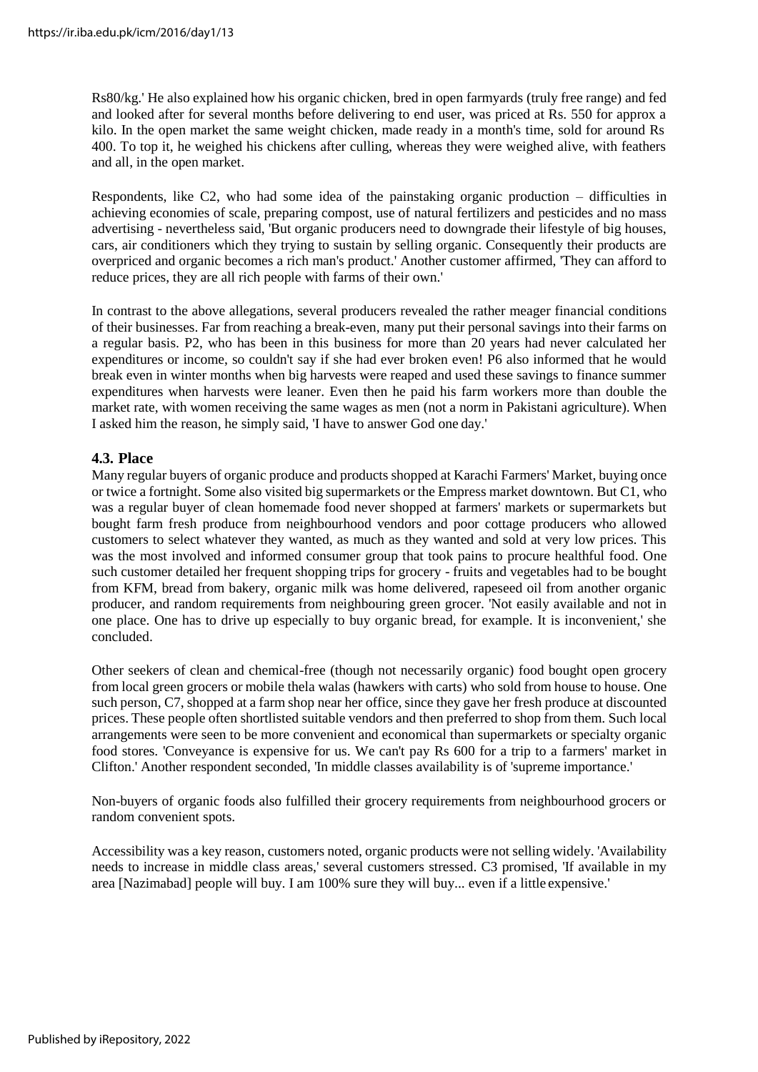Rs80/kg.' He also explained how his organic chicken, bred in open farmyards (truly free range) and fed and looked after for several months before delivering to end user, was priced at Rs. 550 for approx a kilo. In the open market the same weight chicken, made ready in a month's time, sold for around Rs 400. To top it, he weighed his chickens after culling, whereas they were weighed alive, with feathers and all, in the open market.

Respondents, like C2, who had some idea of the painstaking organic production – difficulties in achieving economies of scale, preparing compost, use of natural fertilizers and pesticides and no mass advertising - nevertheless said, 'But organic producers need to downgrade their lifestyle of big houses, cars, air conditioners which they trying to sustain by selling organic. Consequently their products are overpriced and organic becomes a rich man's product.' Another customer affirmed, 'They can afford to reduce prices, they are all rich people with farms of their own.'

In contrast to the above allegations, several producers revealed the rather meager financial conditions of their businesses. Far from reaching a break-even, many put their personal savings into their farms on a regular basis. P2, who has been in this business for more than 20 years had never calculated her expenditures or income, so couldn't say if she had ever broken even! P6 also informed that he would break even in winter months when big harvests were reaped and used these savings to finance summer expenditures when harvests were leaner. Even then he paid his farm workers more than double the market rate, with women receiving the same wages as men (not a norm in Pakistani agriculture). When I asked him the reason, he simply said, 'I have to answer God one day.'

### 4.3. Place

Many regular buyers of organic produce and products shopped at Karachi Farmers' Market, buying once or twice a fortnight. Some also visited big supermarkets or the Empress market downtown. But C1, who was a regular buyer of clean homemade food never shopped at farmers' markets or supermarkets but bought farm fresh produce from neighbourhood vendors and poor cottage producers who allowed customers to select whatever they wanted, as much as they wanted and sold at very low prices. This was the most involved and informed consumer group that took pains to procure healthful food. One such customer detailed her frequent shopping trips for grocery - fruits and vegetables had to be bought from KFM, bread from bakery, organic milk was home delivered, rapeseed oil from another organic producer, and random requirements from neighbouring green grocer. 'Not easily available and not in one place. One has to drive up especially to buy organic bread, for example. It is inconvenient,' she concluded.

Other seekers of clean and chemical-free (though not necessarily organic) food bought open grocery from local green grocers or mobile thela walas (hawkers with carts) who sold from house to house. One such person, C7, shopped at a farm shop near her office, since they gave her fresh produce at discounted prices. These people often shortlisted suitable vendors and then preferred to shop from them. Such local arrangements were seen to be more convenient and economical than supermarkets or specialty organic food stores. 'Conveyance is expensive for us. We can't pay Rs 600 for a trip to a farmers' market in Clifton.' Another respondent seconded, 'In middle classes availability is of 'supreme importance.'

Non-buyers of organic foods also fulfilled their grocery requirements from neighbourhood grocers or random convenient spots.

Accessibility was a key reason, customers noted, organic products were not selling widely. 'Availability needs to increase in middle class areas,' several customers stressed. C3 promised, 'If available in my area [Nazimabad] people will buy. I am 100% sure they will buy... even if a little expensive.'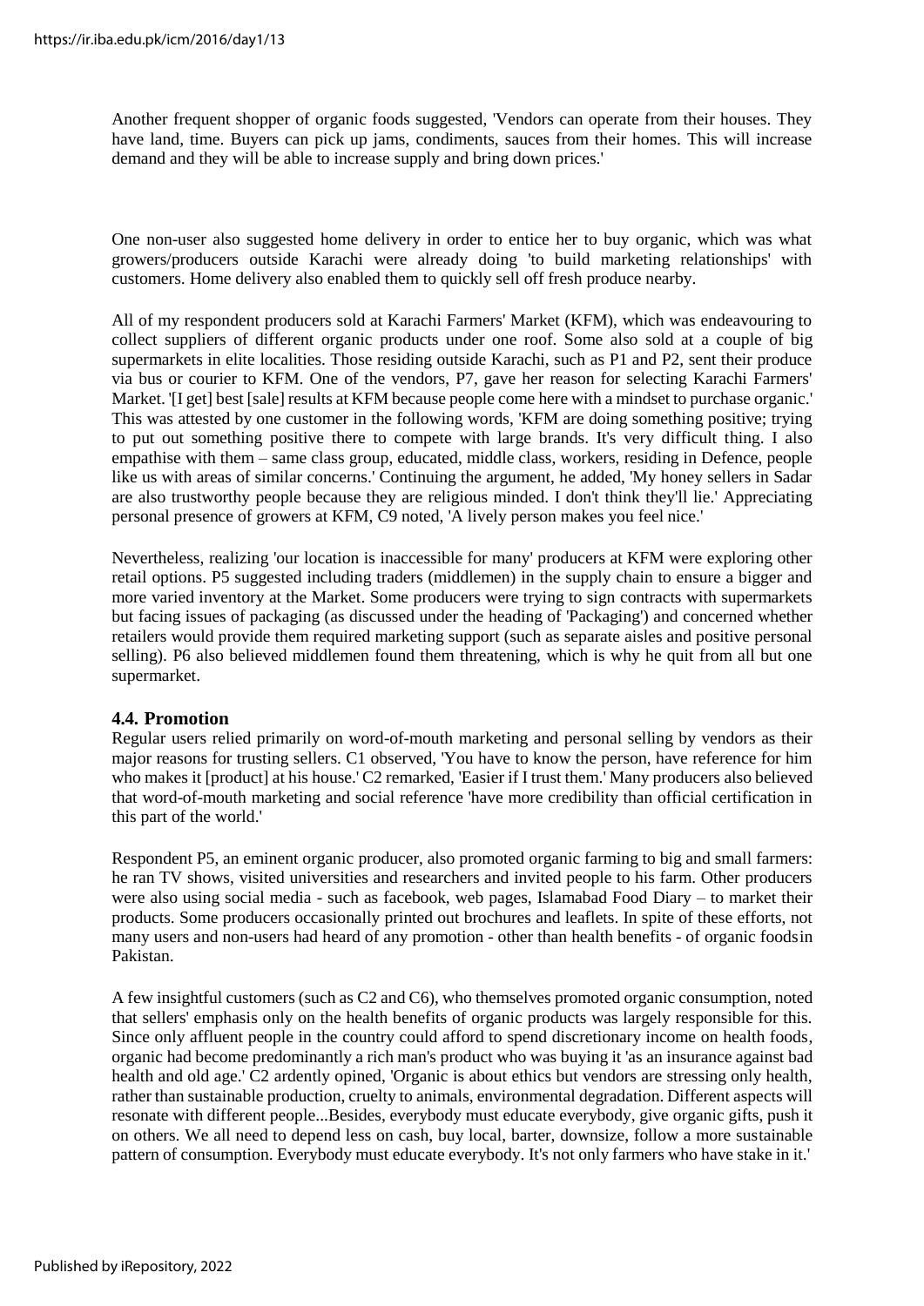Another frequent shopper of organic foods suggested, 'Vendors can operate from their houses. They have land, time. Buyers can pick up jams, condiments, sauces from their homes. This will increase demand and they will be able to increase supply and bring down prices.'

One non-user also suggested home delivery in order to entice her to buy organic, which was what growers/producers outside Karachi were already doing 'to build marketing relationships' with customers. Home delivery also enabled them to quickly sell off fresh produce nearby.

All of my respondent producers sold at Karachi Farmers' Market (KFM), which was endeavouring to collect suppliers of different organic products under one roof. Some also sold at a couple of big supermarkets in elite localities. Those residing outside Karachi, such as P1 and P2, sent their produce via bus or courier to KFM. One of the vendors, P7, gave her reason for selecting Karachi Farmers' Market. '[I get] best [sale] results at KFM because people come here with a mindset to purchase organic.' This was attested by one customer in the following words, 'KFM are doing something positive; trying to put out something positive there to compete with large brands. It's very difficult thing. I also empathise with them – same class group, educated, middle class, workers, residing in Defence, people like us with areas of similar concerns.' Continuing the argument, he added, 'My honey sellers in Sadar are also trustworthy people because they are religious minded. I don't think they'll lie.' Appreciating personal presence of growers at KFM, C9 noted, 'A lively person makes you feel nice.'

Nevertheless, realizing 'our location is inaccessible for many' producers at KFM were exploring other retail options. P5 suggested including traders (middlemen) in the supply chain to ensure a bigger and more varied inventory at the Market. Some producers were trying to sign contracts with supermarkets but facing issues of packaging (as discussed under the heading of 'Packaging') and concerned whether retailers would provide them required marketing support (such as separate aisles and positive personal selling). P6 also believed middlemen found them threatening, which is why he quit from all but one supermarket.

### 4.4. Promotion

Regular users relied primarily on word-of-mouth marketing and personal selling by vendors as their major reasons for trusting sellers. C1 observed, 'You have to know the person, have reference for him who makes it [product] at his house.' C2 remarked, 'Easier if I trust them.' Many producers also believed that word-of-mouth marketing and social reference 'have more credibility than official certification in this part of the world.'

Respondent P5, an eminent organic producer, also promoted organic farming to big and small farmers: he ran TV shows, visited universities and researchers and invited people to his farm. Other producers were also using social media - such as facebook, web pages, Islamabad Food Diary – to market their products. Some producers occasionally printed out brochures and leaflets. In spite of these efforts, not many users and non-users had heard of any promotion - other than health benefits - of organic foodsin Pakistan.

A few insightful customers (such as C2 and C6), who themselves promoted organic consumption, noted that sellers' emphasis only on the health benefits of organic products was largely responsible for this. Since only affluent people in the country could afford to spend discretionary income on health foods, organic had become predominantly a rich man's product who was buying it 'as an insurance against bad health and old age.' C2 ardently opined, 'Organic is about ethics but vendors are stressing only health, rather than sustainable production, cruelty to animals, environmental degradation. Different aspects will resonate with different people...Besides, everybody must educate everybody, give organic gifts, push it on others. We all need to depend less on cash, buy local, barter, downsize, follow a more sustainable pattern of consumption. Everybody must educate everybody. It's not only farmers who have stake in it.'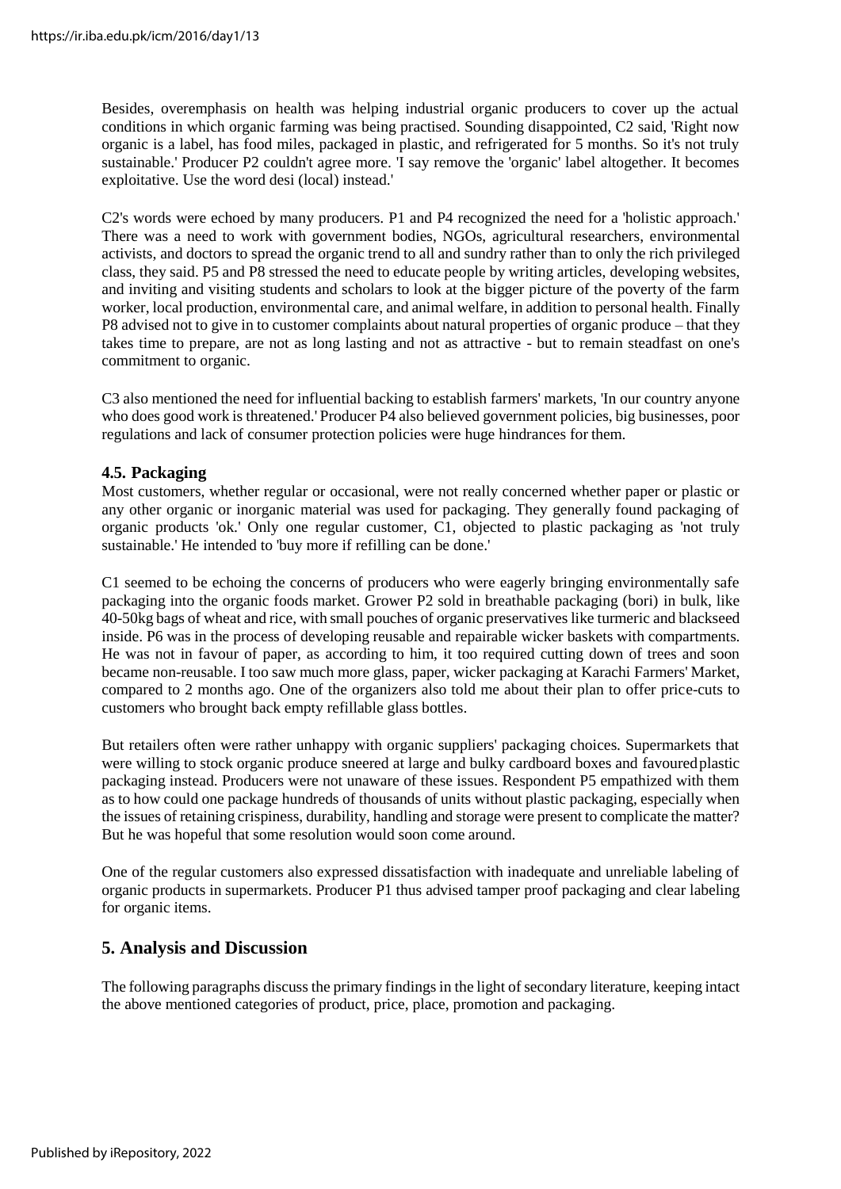Besides, overemphasis on health was helping industrial organic producers to cover up the actual conditions in which organic farming was being practised. Sounding disappointed, C2 said, 'Right now organic is a label, has food miles, packaged in plastic, and refrigerated for 5 months. So it's not truly sustainable.' Producer P2 couldn't agree more. 'I say remove the 'organic' label altogether. It becomes exploitative. Use the word desi (local) instead.'

C2's words were echoed by many producers. P1 and P4 recognized the need for a 'holistic approach.' There was a need to work with government bodies, NGOs, agricultural researchers, environmental activists, and doctors to spread the organic trend to all and sundry rather than to only the rich privileged class, they said. P5 and P8 stressed the need to educate people by writing articles, developing websites, and inviting and visiting students and scholars to look at the bigger picture of the poverty of the farm worker, local production, environmental care, and animal welfare, in addition to personal health. Finally P8 advised not to give in to customer complaints about natural properties of organic produce – that they takes time to prepare, are not as long lasting and not as attractive - but to remain steadfast on one's commitment to organic.

C3 also mentioned the need for influential backing to establish farmers' markets, 'In our country anyone who does good work is threatened.' Producer P4 also believed government policies, big businesses, poor regulations and lack of consumer protection policies were huge hindrances for them.

### 4.5. Packaging

Most customers, whether regular or occasional, were not really concerned whether paper or plastic or any other organic or inorganic material was used for packaging. They generally found packaging of organic products 'ok.' Only one regular customer, C1, objected to plastic packaging as 'not truly sustainable.' He intended to 'buy more if refilling can be done.'

C1 seemed to be echoing the concerns of producers who were eagerly bringing environmentally safe packaging into the organic foods market. Grower P2 sold in breathable packaging (bori) in bulk, like 40-50kg bags of wheat and rice, with small pouches of organic preservatives like turmeric and blackseed inside. P6 was in the process of developing reusable and repairable wicker baskets with compartments. He was not in favour of paper, as according to him, it too required cutting down of trees and soon became non-reusable. I too saw much more glass, paper, wicker packaging at Karachi Farmers' Market, compared to 2 months ago. One of the organizers also told me about their plan to offer price-cuts to customers who brought back empty refillable glass bottles.

But retailers often were rather unhappy with organic suppliers' packaging choices. Supermarkets that were willing to stock organic produce sneered at large and bulky cardboard boxes and favoured plastic packaging instead. Producers were not unaware of these issues. Respondent P5 empathized with them as to how could one package hundreds of thousands of units without plastic packaging, especially when the issues of retaining crispiness, durability, handling and storage were present to complicate the matter? But he was hopeful that some resolution would soon come around.

One of the regular customers also expressed dissatisfaction with inadequate and unreliable labeling of organic products in supermarkets. Producer P1 thus advised tamper proof packaging and clear labeling for organic items.

## 5. Analysis and Discussion

The following paragraphs discuss the primary findings in the light of secondary literature, keeping intact the above mentioned categories of product, price, place, promotion and packaging.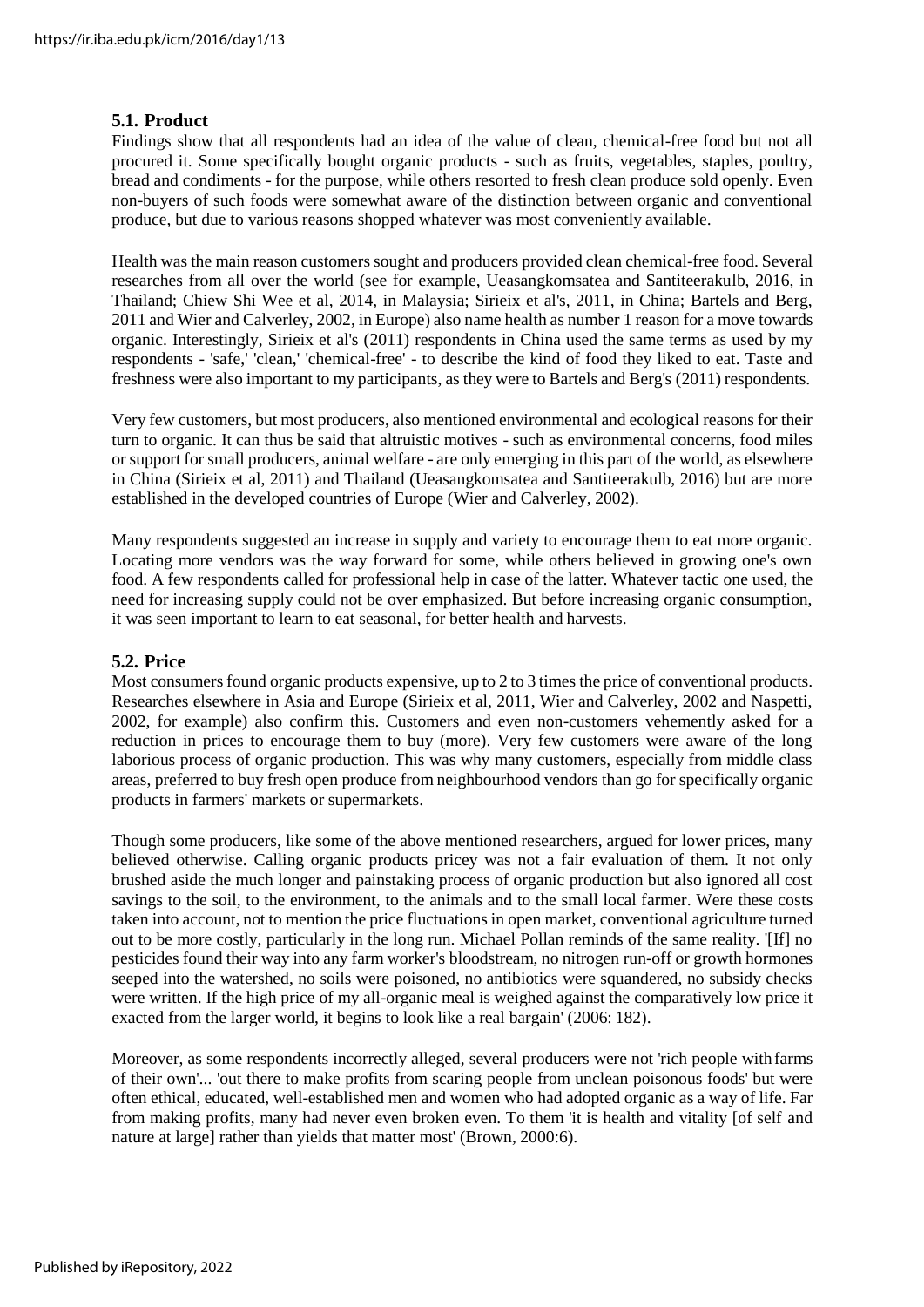### 5.1. Product

Findings show that all respondents had an idea of the value of clean, chemical-free food but not all procured it. Some specifically bought organic products - such as fruits, vegetables, staples, poultry, bread and condiments - for the purpose, while others resorted to fresh clean produce sold openly. Even non-buyers of such foods were somewhat aware of the distinction between organic and conventional produce, but due to various reasons shopped whatever was most conveniently available.

Health was the main reason customers sought and producers provided clean chemical-free food. Several researches from all over the world (see for example, Ueasangkomsatea and Santiteerakulb, 2016, in Thailand; Chiew Shi Wee et al, 2014, in Malaysia; Sirieix et al's, 2011, in China; Bartels and Berg, 2011 and Wier and Calverley, 2002, in Europe) also name health as number 1 reason for a move towards organic. Interestingly, Sirieix et al's (2011) respondents in China used the same terms as used by my respondents - 'safe,' 'clean,' 'chemical-free' - to describe the kind of food they liked to eat. Taste and freshness were also important to my participants, as they were to Bartels and Berg's (2011) respondents.

Very few customers, but most producers, also mentioned environmental and ecological reasons for their turn to organic. It can thus be said that altruistic motives - such as environmental concerns, food miles or support for small producers, animal welfare - are only emerging in this part of the world, as elsewhere in China (Sirieix et al, 2011) and Thailand (Ueasangkomsatea and Santiteerakulb, 2016) but are more established in the developed countries of Europe (Wier and Calverley, 2002).

Many respondents suggested an increase in supply and variety to encourage them to eat more organic. Locating more vendors was the way forward for some, while others believed in growing one's own food. A few respondents called for professional help in case of the latter. Whatever tactic one used, the need for increasing supply could not be over emphasized. But before increasing organic consumption, it was seen important to learn to eat seasonal, for better health and harvests.

### 5.2. Price

Most consumers found organic products expensive, up to 2 to 3 times the price of conventional products. Researches elsewhere in Asia and Europe (Sirieix et al, 2011, Wier and Calverley, 2002 and Naspetti, 2002, for example) also confirm this. Customers and even non-customers vehemently asked for a reduction in prices to encourage them to buy (more). Very few customers were aware of the long laborious process of organic production. This was why many customers, especially from middle class areas, preferred to buy fresh open produce from neighbourhood vendors than go for specifically organic products in farmers' markets or supermarkets.

Though some producers, like some of the above mentioned researchers, argued for lower prices, many believed otherwise. Calling organic products pricey was not a fair evaluation of them. It not only brushed aside the much longer and painstaking process of organic production but also ignored all cost savings to the soil, to the environment, to the animals and to the small local farmer. Were these costs taken into account, not to mention the price fluctuations in open market, conventional agriculture turned out to be more costly, particularly in the long run. Michael Pollan reminds of the same reality. '[If] no pesticides found their way into any farm worker's bloodstream, no nitrogen run-off or growth hormones seeped into the watershed, no soils were poisoned, no antibiotics were squandered, no subsidy checks were written. If the high price of my all-organic meal is weighed against the comparatively low price it exacted from the larger world, it begins to look like a real bargain' (2006: 182).

Moreover, as some respondents incorrectly alleged, several producers were not 'rich people with farms of their own'... 'out there to make profits from scaring people from unclean poisonous foods' but were often ethical, educated, well-established men and women who had adopted organic as a way of life. Far from making profits, many had never even broken even. To them 'it is health and vitality [of self and nature at large] rather than yields that matter most' (Brown, 2000:6).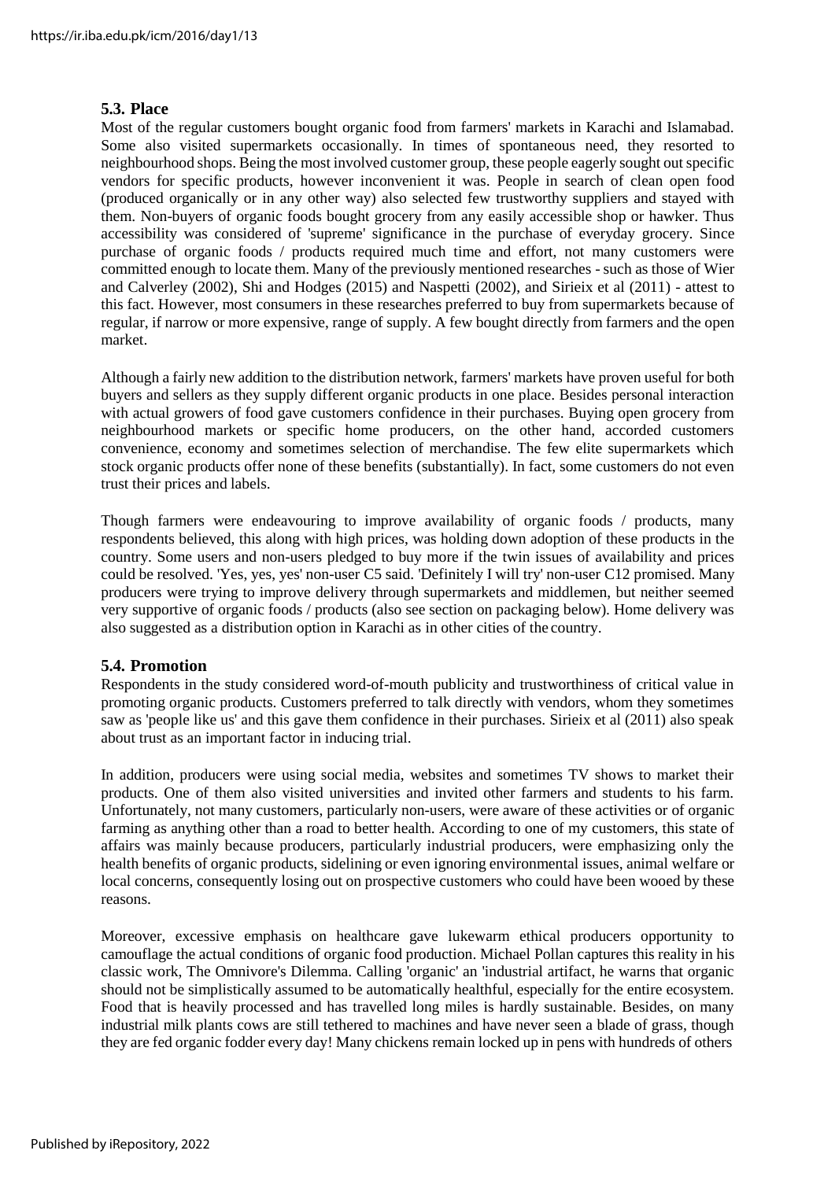### 5.3. Place

Most of the regular customers bought organic food from farmers' markets in Karachi and Islamabad. Some also visited supermarkets occasionally. In times of spontaneous need, they resorted to neighbourhood shops. Being the most involved customer group, these people eagerly sought out specific vendors for specific products, however inconvenient it was. People in search of clean open food (produced organically or in any other way) also selected few trustworthy suppliers and stayed with them. Non-buyers of organic foods bought grocery from any easily accessible shop or hawker. Thus accessibility was considered of 'supreme' significance in the purchase of everyday grocery. Since purchase of organic foods / products required much time and effort, not many customers were committed enough to locate them. Many of the previously mentioned researches - such as those of Wier and Calverley (2002), Shi and Hodges (2015) and Naspetti (2002), and Sirieix et al (2011) - attest to this fact. However, most consumers in these researches preferred to buy from supermarkets because of regular, if narrow or more expensive, range of supply. A few bought directly from farmers and the open market.

Although a fairly new addition to the distribution network, farmers' markets have proven useful for both buyers and sellers as they supply different organic products in one place. Besides personal interaction with actual growers of food gave customers confidence in their purchases. Buying open grocery from neighbourhood markets or specific home producers, on the other hand, accorded customers convenience, economy and sometimes selection of merchandise. The few elite supermarkets which stock organic products offer none of these benefits (substantially). In fact, some customers do not even trust their prices and labels.

Though farmers were endeavouring to improve availability of organic foods / products, many respondents believed, this along with high prices, was holding down adoption of these products in the country. Some users and non-users pledged to buy more if the twin issues of availability and prices could be resolved. 'Yes, yes, yes' non-user C5 said. 'Definitely I will try' non-user C12 promised. Many producers were trying to improve delivery through supermarkets and middlemen, but neither seemed very supportive of organic foods / products (also see section on packaging below). Home delivery was also suggested as a distribution option in Karachi as in other cities of the country.

### 5.4. Promotion

Respondents in the study considered word-of-mouth publicity and trustworthiness of critical value in promoting organic products. Customers preferred to talk directly with vendors, whom they sometimes saw as 'people like us' and this gave them confidence in their purchases. Sirieix et al (2011) also speak about trust as an important factor in inducing trial.

In addition, producers were using social media, websites and sometimes TV shows to market their products. One of them also visited universities and invited other farmers and students to his farm. Unfortunately, not many customers, particularly non-users, were aware of these activities or of organic farming as anything other than a road to better health. According to one of my customers, this state of affairs was mainly because producers, particularly industrial producers, were emphasizing only the health benefits of organic products, sidelining or even ignoring environmental issues, animal welfare or local concerns, consequently losing out on prospective customers who could have been wooed by these reasons.

Moreover, excessive emphasis on healthcare gave lukewarm ethical producers opportunity to camouflage the actual conditions of organic food production. Michael Pollan captures this reality in his classic work, The Omnivore's Dilemma. Calling 'organic' an 'industrial artifact, he warns that organic should not be simplistically assumed to be automatically healthful, especially for the entire ecosystem. Food that is heavily processed and has travelled long miles is hardly sustainable. Besides, on many industrial milk plants cows are still tethered to machines and have never seen a blade of grass, though they are fed organic fodder every day! Many chickens remain locked up in pens with hundreds of others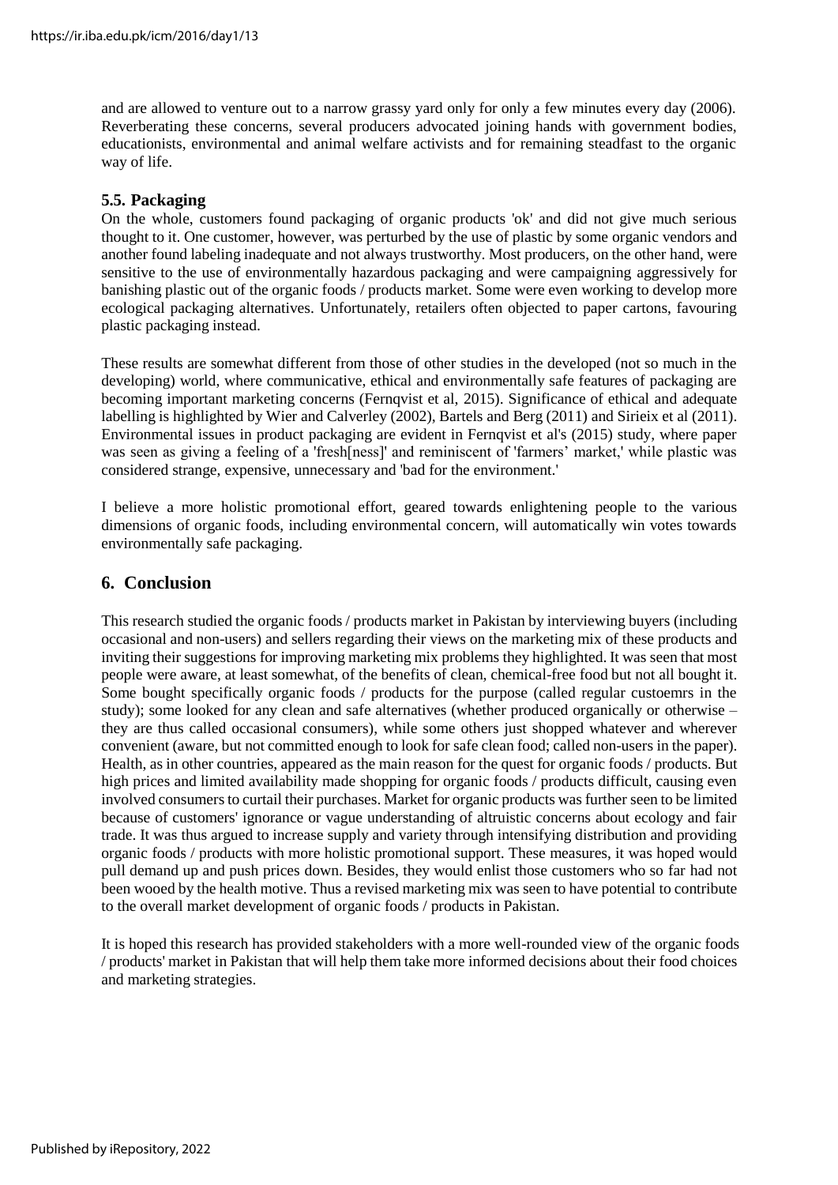and are allowed to venture out to a narrow grassy yard only for only a few minutes every day (2006). Reverberating these concerns, several producers advocated joining hands with government bodies, educationists, environmental and animal welfare activists and for remaining steadfast to the organic way of life.

### 5.5. Packaging

On the whole, customers found packaging of organic products 'ok' and did not give much serious thought to it. One customer, however, was perturbed by the use of plastic by some organic vendors and another found labeling inadequate and not always trustworthy. Most producers, on the other hand, were sensitive to the use of environmentally hazardous packaging and were campaigning aggressively for banishing plastic out of the organic foods / products market. Some were even working to develop more ecological packaging alternatives. Unfortunately, retailers often objected to paper cartons, favouring plastic packaging instead.

These results are somewhat different from those of other studies in the developed (not so much in the developing) world, where communicative, ethical and environmentally safe features of packaging are becoming important marketing concerns (Fernqvist et al, 2015). Significance of ethical and adequate labelling is highlighted by Wier and Calverley (2002), Bartels and Berg (2011) and Sirieix et al (2011). Environmental issues in product packaging are evident in Fernqvist et al's (2015) study, where paper was seen as giving a feeling of a 'fresh[ness]' and reminiscent of 'farmers' market,' while plastic was considered strange, expensive, unnecessary and 'bad for the environment.'

I believe a more holistic promotional effort, geared towards enlightening people to the various dimensions of organic foods, including environmental concern, will automatically win votes towards environmentally safe packaging.

## 6. Conclusion

This research studied the organic foods / products market in Pakistan by interviewing buyers (including occasional and non-users) and sellers regarding their views on the marketing mix of these products and inviting their suggestions for improving marketing mix problems they highlighted. It was seen that most people were aware, at least somewhat, of the benefits of clean, chemical-free food but not all bought it. Some bought specifically organic foods / products for the purpose (called regular custoemrs in the study); some looked for any clean and safe alternatives (whether produced organically or otherwise – they are thus called occasional consumers), while some others just shopped whatever and wherever convenient (aware, but not committed enough to look for safe clean food; called non-users in the paper). Health, as in other countries, appeared as the main reason for the quest for organic foods / products. But high prices and limited availability made shopping for organic foods / products difficult, causing even involved consumers to curtail their purchases. Market for organic products was further seen to be limited because of customers' ignorance or vague understanding of altruistic concerns about ecology and fair trade. It was thus argued to increase supply and variety through intensifying distribution and providing organic foods / products with more holistic promotional support. These measures, it was hoped would pull demand up and push prices down. Besides, they would enlist those customers who so far had not been wooed by the health motive. Thus a revised marketing mix was seen to have potential to contribute to the overall market development of organic foods / products in Pakistan.

It is hoped this research has provided stakeholders with a more well-rounded view of the organic foods / products' market in Pakistan that will help them take more informed decisions about their food choices and marketing strategies.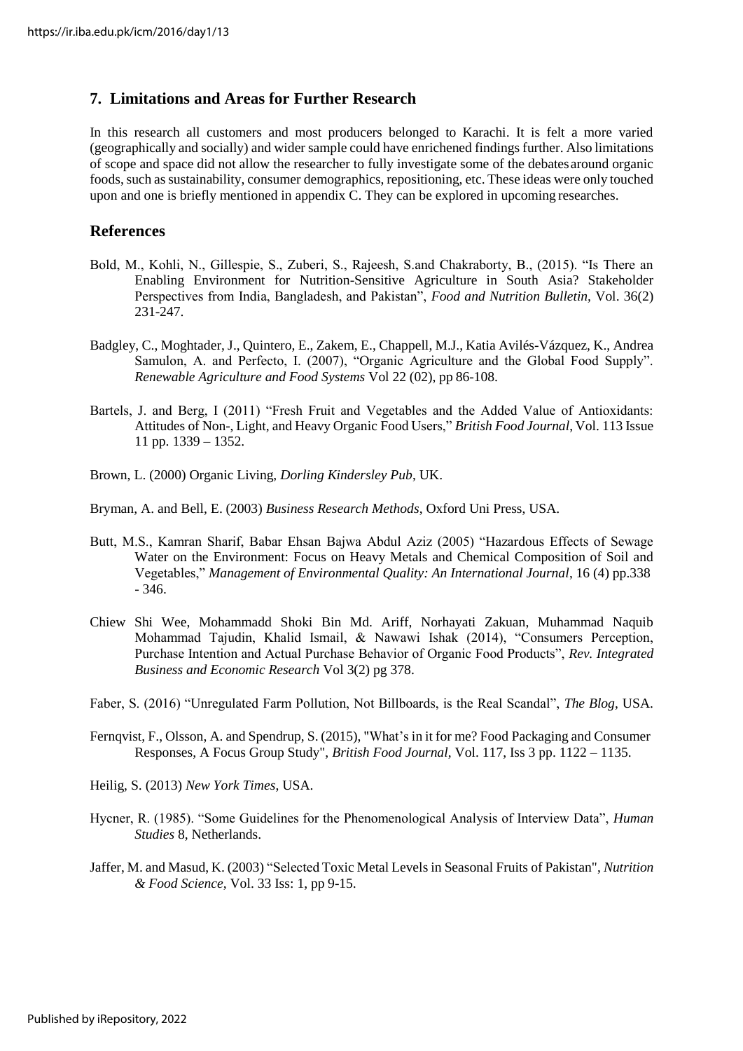## 7. Limitations and Areas for Further Research

In this research all customers and most producers belonged to Karachi. It is felt a more varied (geographically and socially) and wider sample could have enrichened findings further. Also limitations of scope and space did not allow the researcher to fully investigate some of the debates around organic foods, such as sustainability, consumer demographics, repositioning, etc. These ideas were only touched upon and one is briefly mentioned in appendix C. They can be explored in upcoming researches.

## References

Bold, M., Kohli, N., Gillespie, S., Zuberi, S., Rajeesh, S.and Chakraborty, B., (2015). "Is There an Enabling Environment for Nutrition-Sensitive Agriculture in South Asia? Stakeholder Perspectives from India, Bangladesh, and Pakistan", *Food and Nutrition Bulletin,* Vol. 36(2) 231-247.

Badgley, C., Moghtader, J., Quintero, E., Zakem, E., Chappell, M.J., Katia Avilés-Vázquez, K., Andrea Samulon, A. and Perfecto, I. (2007), "Organic Agriculture and the Global Food Supply". *Renewable Agriculture and Food Systems* Vol 22 (02), pp 86-108.

Bartels, J. and Berg, I (2011) "Fresh Fruit and Vegetables and the Added Value of Antioxidants: Attitudes of Non-, Light, and Heavy Organic Food Users," *British Food Journal*, Vol. 113 Issue 11 pp. 1339 – 1352.

Brown, L. (2000) Organic Living, *Dorling Kindersley Pub*, UK.

Bryman, A. and Bell, E. (2003) *Business Research Methods*, Oxford Uni Press, USA.

Butt, M.S., Kamran Sharif, Babar Ehsan Bajwa Abdul Aziz (2005) "Hazardous Effects of Sewage Water on the Environment: Focus on Heavy Metals and Chemical Composition of Soil and Vegetables," *Management of Environmental Quality: An International Journal*, 16 (4) pp.338 - 346.

Chiew Shi Wee, Mohammadd Shoki Bin Md. Ariff, Norhayati Zakuan, Muhammad Naquib Mohammad Tajudin, Khalid Ismail, & Nawawi Ishak (2014), "Consumers Perception, Purchase Intention and Actual Purchase Behavior of Organic Food Products", *Rev. Integrated Business and Economic Research* Vol 3(2) pg 378.

Faber, S. (2016) "Unregulated Farm Pollution, Not Billboards, is the Real Scandal", *The Blog*, USA.

Fernqvist, F., Olsson, A. and Spendrup, S. (2015), "What's in it for me? Food Packaging and Consumer Responses, A Focus Group Study", *British Food Journal*, Vol. 117, Iss 3 pp. 1122 – 1135.

Heilig, S. (2013) *New York Times*, USA.

Hycner, R. (1985). "Some Guidelines for the Phenomenological Analysis of Interview Data", *Human Studies* 8, Netherlands.

Jaffer, M. and Masud, K. (2003) "Selected Toxic Metal Levels in Seasonal Fruits of Pakistan", *Nutrition & Food Science*, Vol. 33 Iss: 1, pp 9-15.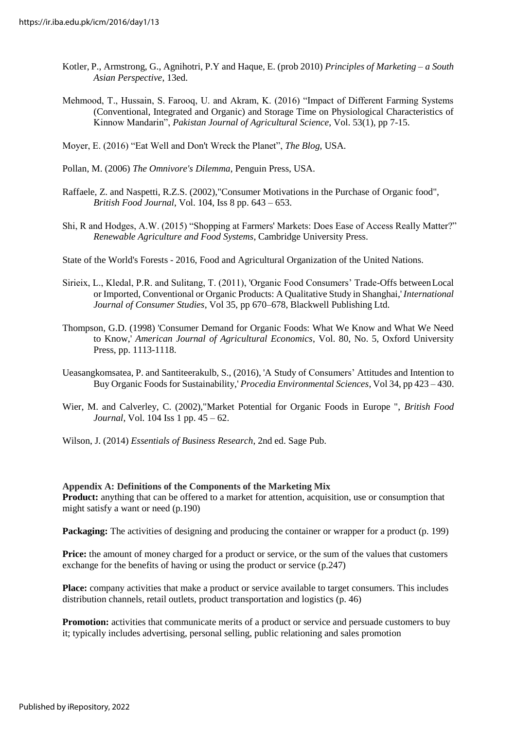Kotler, P., Armstrong, G., Agnihotri, P.Y and Haque, E. (prob 2010) *Principles of Marketing – a South Asian Perspective*, 13ed.

Mehmood, T., Hussain, S. Farooq, U. and Akram, K. (2016) "Impact of Different Farming Systems (Conventional, Integrated and Organic) and Storage Time on Physiological Characteristics of Kinnow Mandarin", *Pakistan Journal of Agricultural Science*, Vol. 53(1), pp 7-15.

Moyer, E. (2016) "Eat Well and Don't Wreck the Planet", *The Blog*, USA.

Pollan, M. (2006) *The Omnivore's Dilemma*, Penguin Press, USA.

Raffaele, Z. and Naspetti, R.Z.S. (2002),"Consumer Motivations in the Purchase of Organic food", *British Food Journal*, Vol. 104, Iss 8 pp. 643 – 653.

Shi, R and Hodges, A.W. (2015) "Shopping at Farmers' Markets: Does Ease of Access Really Matter?" *Renewable Agriculture and Food Systems*, Cambridge University Press.

State of the World's Forests - 2016, Food and Agricultural Organization of the United Nations.

Sirieix, L., Kledal, P.R. and Sulitang, T. (2011), 'Organic Food Consumers' Trade-Offs between Local or Imported, Conventional or Organic Products: A Qualitative Study in Shanghai,' *International Journal of Consumer Studies*, Vol 35, pp 670–678, Blackwell Publishing Ltd.

Thompson, G.D. (1998) 'Consumer Demand for Organic Foods: What We Know and What We Need to Know,' *American Journal of Agricultural Economics*, Vol. 80, No. 5, Oxford University Press, pp. 1113-1118.

Ueasangkomsatea, P. and Santiteerakulb, S., (2016), 'A Study of Consumers' Attitudes and Intention to Buy Organic Foods for Sustainability,' *Procedia Environmental Sciences*, Vol 34, pp 423 – 430.

Wier, M. and Calverley, C. (2002),"Market Potential for Organic Foods in Europe ", *British Food Journal*, Vol. 104 Iss 1 pp. 45 – 62.

Wilson, J. (2014) *Essentials of Business Research*, 2nd ed. Sage Pub.

**Appendix A: Definitions of the Components of the Marketing Mix**

**Product:** anything that can be offered to a market for attention, acquisition, use or consumption that might satisfy a want or need (p.190)

**Packaging:** The activities of designing and producing the container or wrapper for a product (p. 199)

**Price:** the amount of money charged for a product or service, or the sum of the values that customers exchange for the benefits of having or using the product or service (p.247)

**Place:** company activities that make a product or service available to target consumers. This includes distribution channels, retail outlets, product transportation and logistics (p. 46)

**Promotion:** activities that communicate merits of a product or service and persuade customers to buy it; typically includes advertising, personal selling, public relationing and sales promotion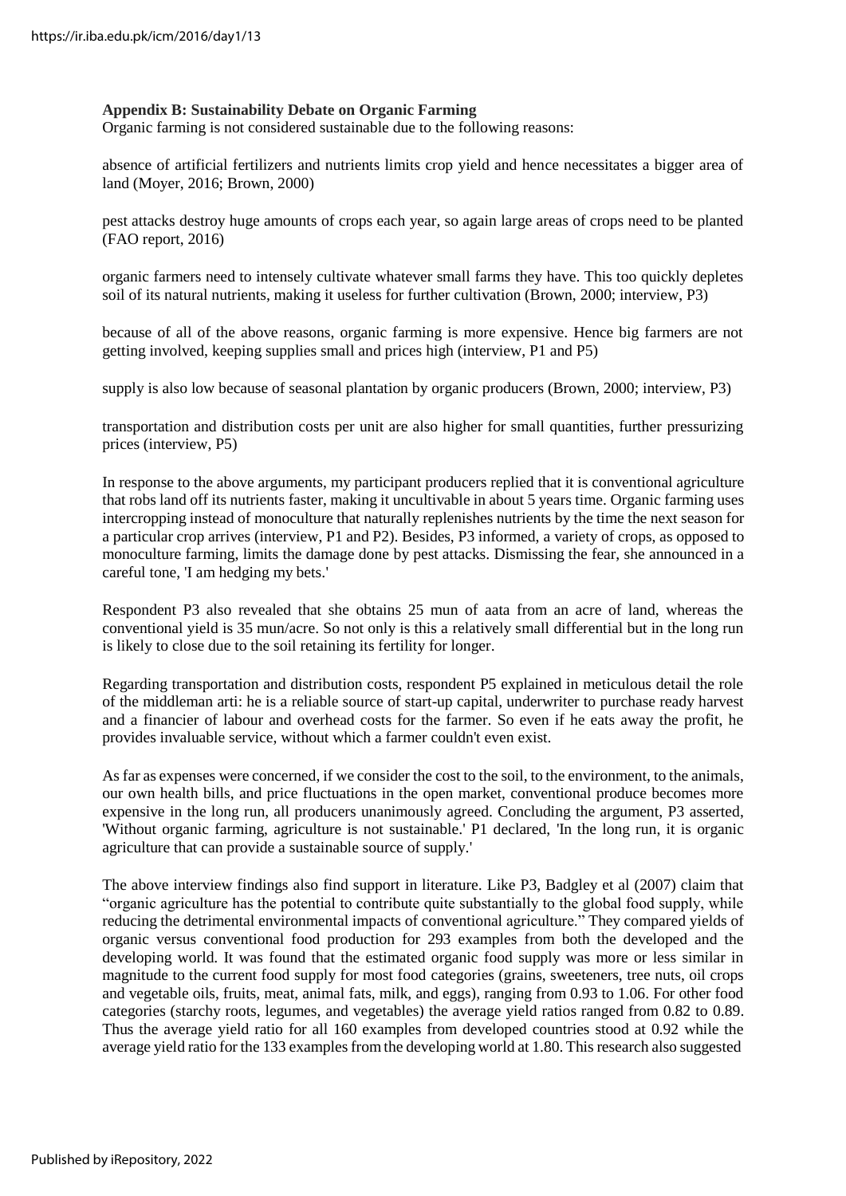**Appendix B: Sustainability Debate on Organic Farming**

Organic farming is not considered sustainable due to the following reasons:

absence of artificial fertilizers and nutrients limits crop yield and hence necessitates a bigger area of land (Moyer, 2016; Brown, 2000)

pest attacks destroy huge amounts of crops each year, so again large areas of crops need to be planted (FAO report, 2016)

organic farmers need to intensely cultivate whatever small farms they have. This too quickly depletes soil of its natural nutrients, making it useless for further cultivation (Brown, 2000; interview, P3)

because of all of the above reasons, organic farming is more expensive. Hence big farmers are not getting involved, keeping supplies small and prices high (interview, P1 and P5)

supply is also low because of seasonal plantation by organic producers (Brown, 2000; interview, P3)

transportation and distribution costs per unit are also higher for small quantities, further pressurizing prices (interview, P5)

In response to the above arguments, my participant producers replied that it is conventional agriculture that robs land off its nutrients faster, making it uncultivable in about 5 years time. Organic farming uses intercropping instead of monoculture that naturally replenishes nutrients by the time the next season for a particular crop arrives (interview, P1 and P2). Besides, P3 informed, a variety of crops, as opposed to monoculture farming, limits the damage done by pest attacks. Dismissing the fear, she announced in a careful tone, 'I am hedging my bets.'

Respondent P3 also revealed that she obtains 25 mun of aata from an acre of land, whereas the conventional yield is 35 mun/acre. So not only is this a relatively small differential but in the long run is likely to close due to the soil retaining its fertility for longer.

Regarding transportation and distribution costs, respondent P5 explained in meticulous detail the role of the middleman arti: he is a reliable source of start-up capital, underwriter to purchase ready harvest and a financier of labour and overhead costs for the farmer. So even if he eats away the profit, he provides invaluable service, without which a farmer couldn't even exist.

As far as expenses were concerned, if we consider the cost to the soil, to the environment, to the animals, our own health bills, and price fluctuations in the open market, conventional produce becomes more expensive in the long run, all producers unanimously agreed. Concluding the argument, P3 asserted, 'Without organic farming, agriculture is not sustainable.' P1 declared, 'In the long run, it is organic agriculture that can provide a sustainable source of supply.'

The above interview findings also find support in literature. Like P3, Badgley et al (2007) claim that "organic agriculture has the potential to contribute quite substantially to the global food supply, while reducing the detrimental environmental impacts of conventional agriculture." They compared yields of organic versus conventional food production for 293 examples from both the developed and the developing world. It was found that the estimated organic food supply was more or less similar in magnitude to the current food supply for most food categories (grains, sweeteners, tree nuts, oil crops and vegetable oils, fruits, meat, animal fats, milk, and eggs), ranging from 0.93 to 1.06. For other food categories (starchy roots, legumes, and vegetables) the average yield ratios ranged from 0.82 to 0.89. Thus the average yield ratio for all 160 examples from developed countries stood at 0.92 while the average yield ratio for the 133 examples from the developing world at 1.80. This research also suggested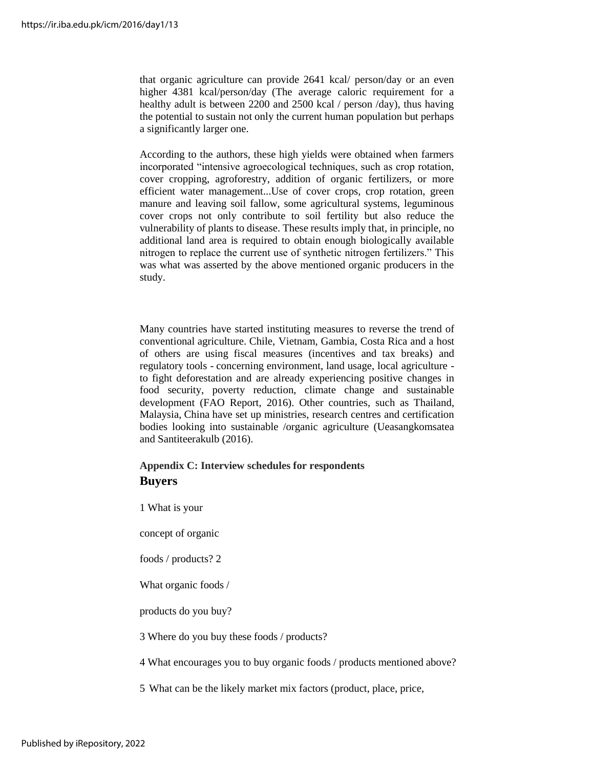that organic agriculture can provide 2641 kcal/ person/day or an even higher 4381 kcal/person/day (The average caloric requirement for a healthy adult is between 2200 and 2500 kcal / person /day), thus having the potential to sustain not only the current human population but perhaps a significantly larger one.

According to the authors, these high yields were obtained when farmers incorporated "intensive agroecological techniques, such as crop rotation, cover cropping, agroforestry, addition of organic fertilizers, or more efficient water management...Use of cover crops, crop rotation, green manure and leaving soil fallow, some agricultural systems, leguminous cover crops not only contribute to soil fertility but also reduce the vulnerability of plants to disease. These results imply that, in principle, no additional land area is required to obtain enough biologically available nitrogen to replace the current use of synthetic nitrogen fertilizers." This was what was asserted by the above mentioned organic producers in the study.

Many countries have started instituting measures to reverse the trend of conventional agriculture. Chile, Vietnam, Gambia, Costa Rica and a host of others are using fiscal measures (incentives and tax breaks) and regulatory tools - concerning environment, land usage, local agriculture - to fight deforestation and are already experiencing positive changes in food security, poverty reduction, climate change and sustainable development (FAO Report, 2016). Other countries, such as Thailand, Malaysia, China have set up ministries, research centres and certification bodies looking into sustainable /organic agriculture (Ueasangkomsatea and Santiteerakulb (2016).

**Appendix C: Interview schedules for respondents**

## Buyers

1 What is your

concept of organic

foods / products? 2

What organic foods /

products do you buy?

3 Where do you buy these foods / products?

4 What encourages you to buy organic foods / products mentioned above?

5 What can be the likely market mix factors (product, place, price,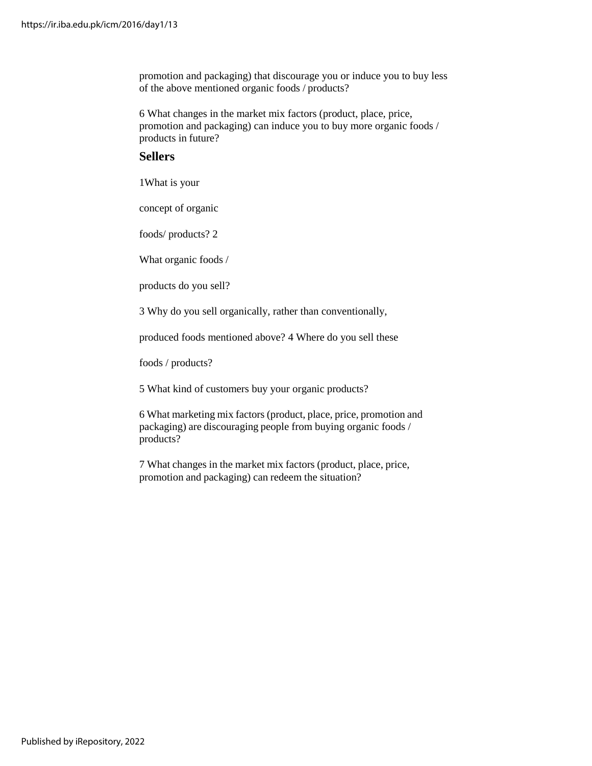promotion and packaging) that discourage you or induce you to buy less of the above mentioned organic foods / products?

6 What changes in the market mix factors (product, place, price, promotion and packaging) can induce you to buy more organic foods / products in future?

### Sellers

1What is your concept of organic foods/ products?

2 What organic foods / products do you sell?

3 Why do you sell organically, rather than conventionally, produced foods mentioned above?

4 Where do you sell these foods / products?

5 What kind of customers buy your organic products?

6 What marketing mix factors (product, place, price, promotion and packaging) are discouraging people from buying organic foods / products?

7 What changes in the market mix factors (product, place, price, promotion and packaging) can redeem the situation?